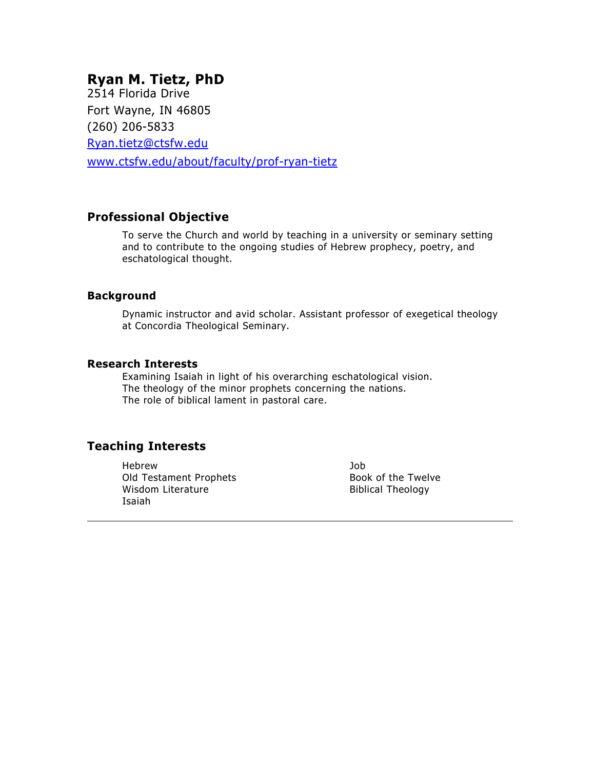# Ryan M. Tietz, PhD

2514 Florida Drive

Fort Wayne, IN 46805

(260) 206-5833

Ryan.tietz@ctsfw.edu

www.ctsfw.edu/about/faculty/prof-ryan-tietz

## Professional Objective

To serve the Church and world by teaching in a university or seminary setting and to contribute to the ongoing studies of Hebrew prophecy, poetry, and eschatological thought.

### Background

Dynamic instructor and avid scholar. Assistant professor of exegetical theology at Concordia Theological Seminary.

### Research Interests

Examining Isaiah in light of his overarching eschatological vision.
The theology of the minor prophets concerning the nations.
The role of biblical lament in pastoral care.

## Teaching Interests

- Hebrew
- Old Testament Prophets
- Wisdom Literature
- Isaiah
- Job
- Book of the Twelve
- Biblical Theology

---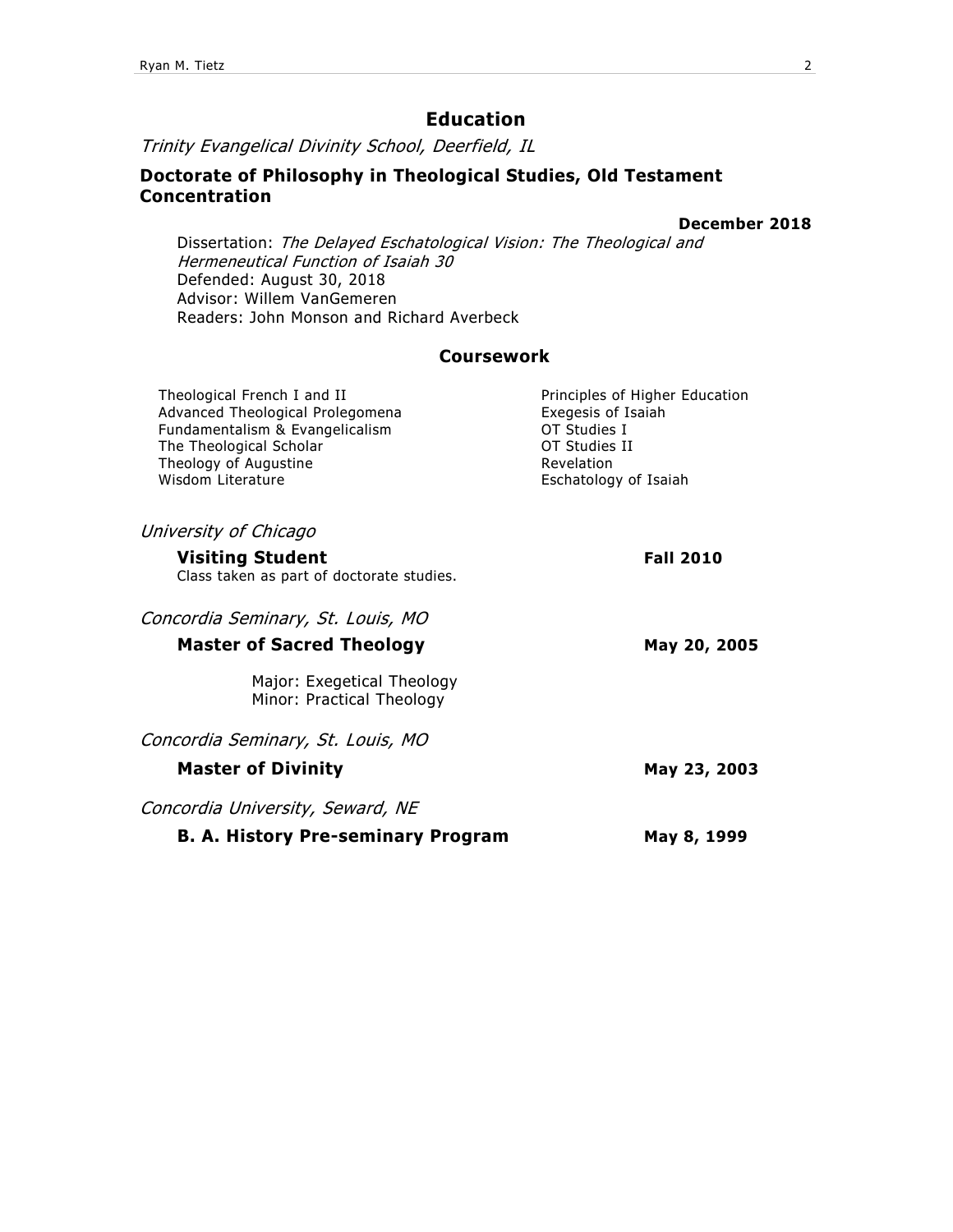## Education

*Trinity Evangelical Divinity School, Deerfield, IL*

### Doctorate of Philosophy in Theological Studies, Old Testament Concentration

**December 2018**

Dissertation: *The Delayed Eschatological Vision: The Theological and Hermeneutical Function of Isaiah 30*
Defended: August 30, 2018
Advisor: Willem VanGemeren
Readers: John Monson and Richard Averbeck

### Coursework

- Theological French I and II
- Advanced Theological Prolegomena
- Fundamentalism & Evangelicalism
- The Theological Scholar
- Theology of Augustine
- Wisdom Literature
- Principles of Higher Education
- Exegesis of Isaiah
- OT Studies I
- OT Studies II
- Revelation
- Eschatology of Isaiah

*University of Chicago*

**Visiting Student** — **Fall 2010**
Class taken as part of doctorate studies.

*Concordia Seminary, St. Louis, MO*

**Master of Sacred Theology** — **May 20, 2005**

Major: Exegetical Theology
Minor: Practical Theology

*Concordia Seminary, St. Louis, MO*

**Master of Divinity** — **May 23, 2003**

*Concordia University, Seward, NE*

**B. A. History Pre-seminary Program** — **May 8, 1999**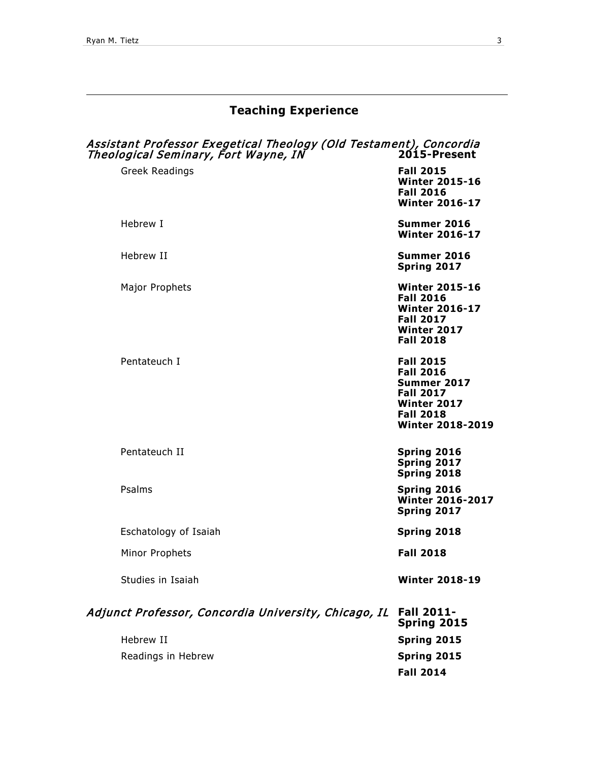## Teaching Experience

### *Assistant Professor Exegetical Theology (Old Testament), Concordia Theological Seminary, Fort Wayne, IN* **2015-Present**

| Course | Terms |
| --- | --- |
| Greek Readings | **Fall 2015**<br>**Winter 2015-16**<br>**Fall 2016**<br>**Winter 2016-17** |
| Hebrew I | **Summer 2016**<br>**Winter 2016-17** |
| Hebrew II | **Summer 2016**<br>**Spring 2017** |
| Major Prophets | **Winter 2015-16**<br>**Fall 2016**<br>**Winter 2016-17**<br>**Fall 2017**<br>**Winter 2017**<br>**Fall 2018** |
| Pentateuch I | **Fall 2015**<br>**Fall 2016**<br>**Summer 2017**<br>**Fall 2017**<br>**Winter 2017**<br>**Fall 2018**<br>**Winter 2018-2019** |
| Pentateuch II | **Spring 2016**<br>**Spring 2017**<br>**Spring 2018** |
| Psalms | **Spring 2016**<br>**Winter 2016-2017**<br>**Spring 2017** |
| Eschatology of Isaiah | **Spring 2018** |
| Minor Prophets | **Fall 2018** |
| Studies in Isaiah | **Winter 2018-19** |

### *Adjunct Professor, Concordia University, Chicago, IL* **Fall 2011-Spring 2015**

| Course | Terms |
| --- | --- |
| Hebrew II | **Spring 2015** |
| Readings in Hebrew | **Spring 2015** |
| | **Fall 2014** |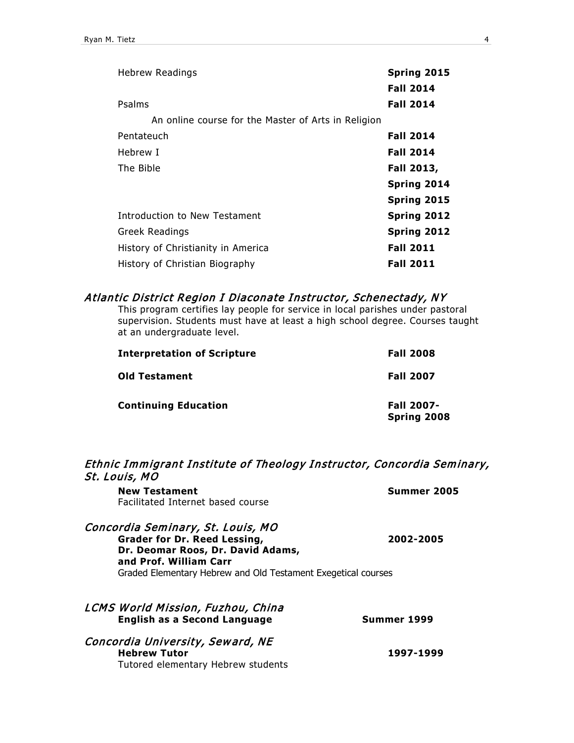| | |
|---|---|
| Hebrew Readings | **Spring 2015** |
| | **Fall 2014** |
| Psalms | **Fall 2014** |
| An online course for the Master of Arts in Religion | |
| Pentateuch | **Fall 2014** |
| Hebrew I | **Fall 2014** |
| The Bible | **Fall 2013,** |
| | **Spring 2014** |
| | **Spring 2015** |
| Introduction to New Testament | **Spring 2012** |
| Greek Readings | **Spring 2012** |
| History of Christianity in America | **Fall 2011** |
| History of Christian Biography | **Fall 2011** |

### *Atlantic District Region I Diaconate Instructor, Schenectady, NY*

This program certifies lay people for service in local parishes under pastoral supervision. Students must have at least a high school degree. Courses taught at an undergraduate level.

| | |
|---|---|
| **Interpretation of Scripture** | **Fall 2008** |
| **Old Testament** | **Fall 2007** |
| **Continuing Education** | **Fall 2007-Spring 2008** |

### *Ethnic Immigrant Institute of Theology Instructor, Concordia Seminary, St. Louis, MO*

**New Testament** — **Summer 2005**
Facilitated Internet based course

### *Concordia Seminary, St. Louis, MO*

**Grader for Dr. Reed Lessing, Dr. Deomar Roos, Dr. David Adams, and Prof. William Carr** — **2002-2005**
Graded Elementary Hebrew and Old Testament Exegetical courses

### *LCMS World Mission, Fuzhou, China*

**English as a Second Language** — **Summer 1999**

### *Concordia University, Seward, NE*

**Hebrew Tutor** — **1997-1999**
Tutored elementary Hebrew students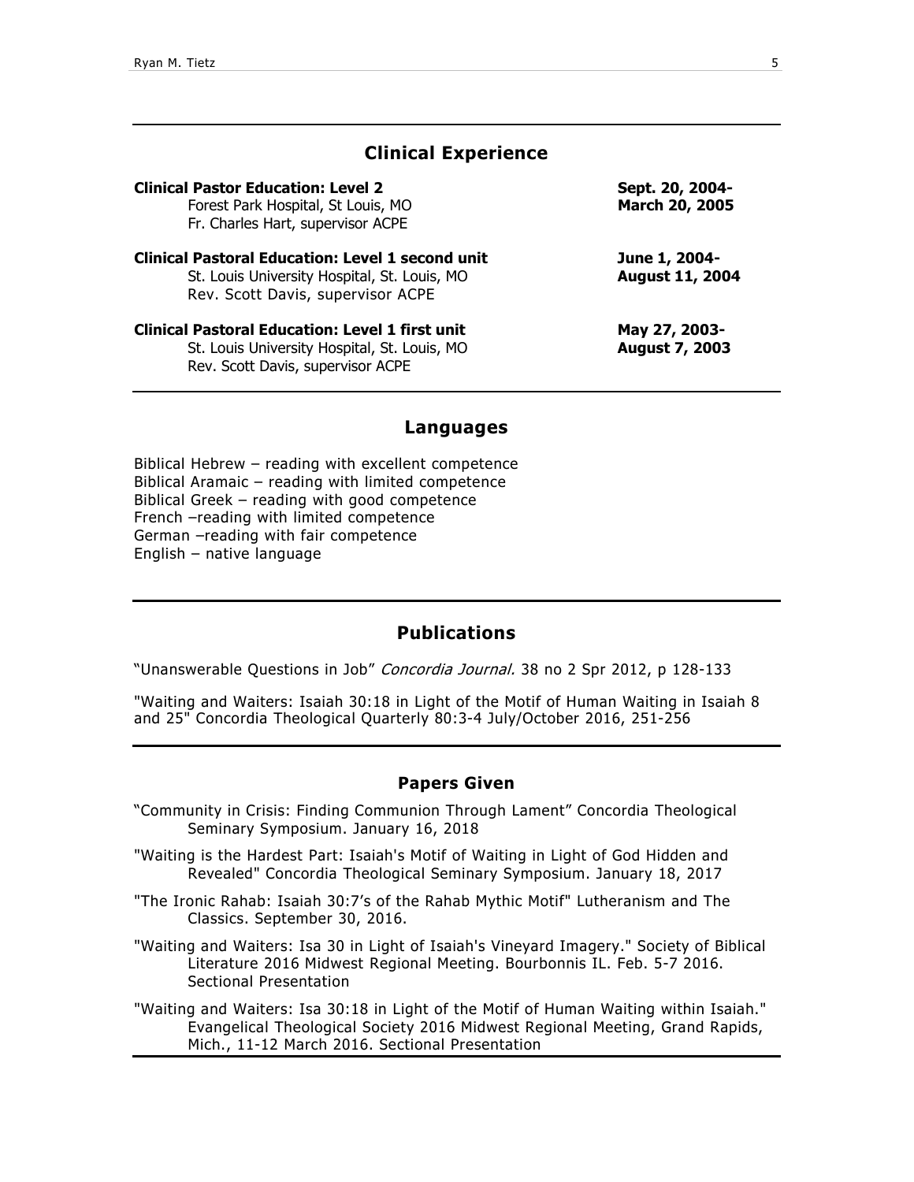## Clinical Experience

**Clinical Pastor Education: Level 2** — **Sept. 20, 2004-March 20, 2005**
Forest Park Hospital, St Louis, MO
Fr. Charles Hart, supervisor ACPE

**Clinical Pastoral Education: Level 1 second unit** — **June 1, 2004-August 11, 2004**
St. Louis University Hospital, St. Louis, MO
Rev. Scott Davis, supervisor ACPE

**Clinical Pastoral Education: Level 1 first unit** — **May 27, 2003-August 7, 2003**
St. Louis University Hospital, St. Louis, MO
Rev. Scott Davis, supervisor ACPE

## Languages

Biblical Hebrew – reading with excellent competence
Biblical Aramaic – reading with limited competence
Biblical Greek – reading with good competence
French –reading with limited competence
German –reading with fair competence
English – native language

## Publications

"Unanswerable Questions in Job" *Concordia Journal.* 38 no 2 Spr 2012, p 128-133

"Waiting and Waiters: Isaiah 30:18 in Light of the Motif of Human Waiting in Isaiah 8 and 25" Concordia Theological Quarterly 80:3-4 July/October 2016, 251-256

## Papers Given

"Community in Crisis: Finding Communion Through Lament" Concordia Theological Seminary Symposium. January 16, 2018

"Waiting is the Hardest Part: Isaiah's Motif of Waiting in Light of God Hidden and Revealed" Concordia Theological Seminary Symposium. January 18, 2017

"The Ironic Rahab: Isaiah 30:7's of the Rahab Mythic Motif" Lutheranism and The Classics. September 30, 2016.

"Waiting and Waiters: Isa 30 in Light of Isaiah's Vineyard Imagery." Society of Biblical Literature 2016 Midwest Regional Meeting. Bourbonnis IL. Feb. 5-7 2016. Sectional Presentation

"Waiting and Waiters: Isa 30:18 in Light of the Motif of Human Waiting within Isaiah." Evangelical Theological Society 2016 Midwest Regional Meeting, Grand Rapids, Mich., 11-12 March 2016. Sectional Presentation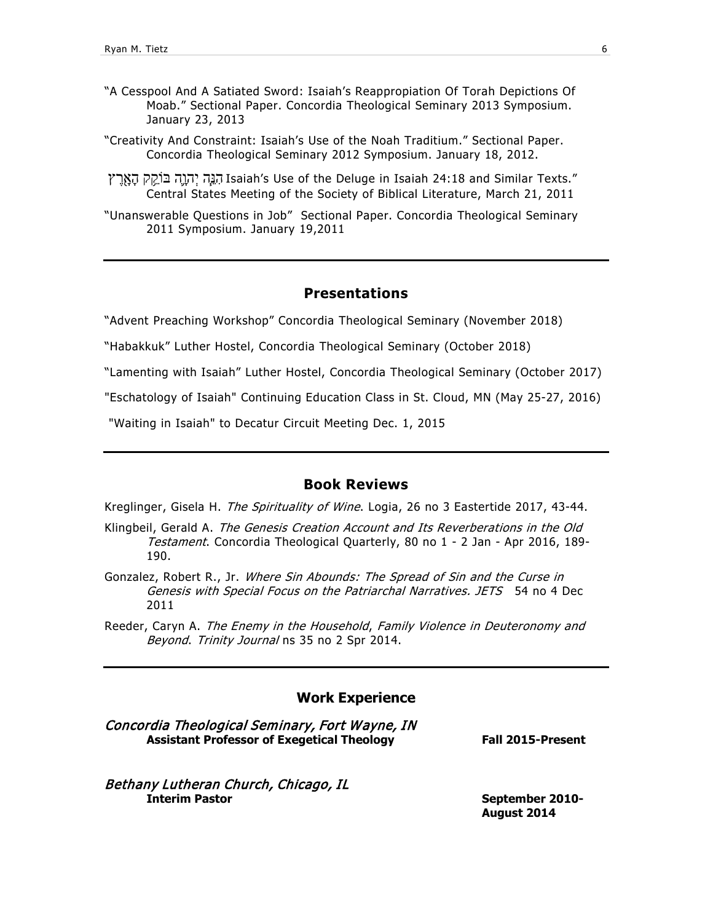"A Cesspool And A Satiated Sword: Isaiah's Reappropiation Of Torah Depictions Of Moab." Sectional Paper. Concordia Theological Seminary 2013 Symposium. January 23, 2013

"Creativity And Constraint: Isaiah's Use of the Noah Traditium." Sectional Paper. Concordia Theological Seminary 2012 Symposium. January 18, 2012.

הִנֵּה יְהוָה בּוֹקֵק הָאָרֶץ Isaiah's Use of the Deluge in Isaiah 24:18 and Similar Texts." Central States Meeting of the Society of Biblical Literature, March 21, 2011

"Unanswerable Questions in Job" Sectional Paper. Concordia Theological Seminary 2011 Symposium. January 19,2011

## Presentations

"Advent Preaching Workshop" Concordia Theological Seminary (November 2018)

"Habakkuk" Luther Hostel, Concordia Theological Seminary (October 2018)

"Lamenting with Isaiah" Luther Hostel, Concordia Theological Seminary (October 2017)

"Eschatology of Isaiah" Continuing Education Class in St. Cloud, MN (May 25-27, 2016)

"Waiting in Isaiah" to Decatur Circuit Meeting Dec. 1, 2015

## Book Reviews

Kreglinger, Gisela H. *The Spirituality of Wine*. Logia, 26 no 3 Eastertide 2017, 43-44.

Klingbeil, Gerald A. *The Genesis Creation Account and Its Reverberations in the Old Testament*. Concordia Theological Quarterly, 80 no 1 - 2 Jan - Apr 2016, 189-190.

Gonzalez, Robert R., Jr. *Where Sin Abounds: The Spread of Sin and the Curse in Genesis with Special Focus on the Patriarchal Narratives. JETS* 54 no 4 Dec 2011

Reeder, Caryn A. *The Enemy in the Household*, *Family Violence in Deuteronomy and Beyond*. *Trinity Journal* ns 35 no 2 Spr 2014.

## Work Experience

*Concordia Theological Seminary, Fort Wayne, IN*
**Assistant Professor of Exegetical Theology** — **Fall 2015-Present**

*Bethany Lutheran Church, Chicago, IL*
**Interim Pastor** — **September 2010-August 2014**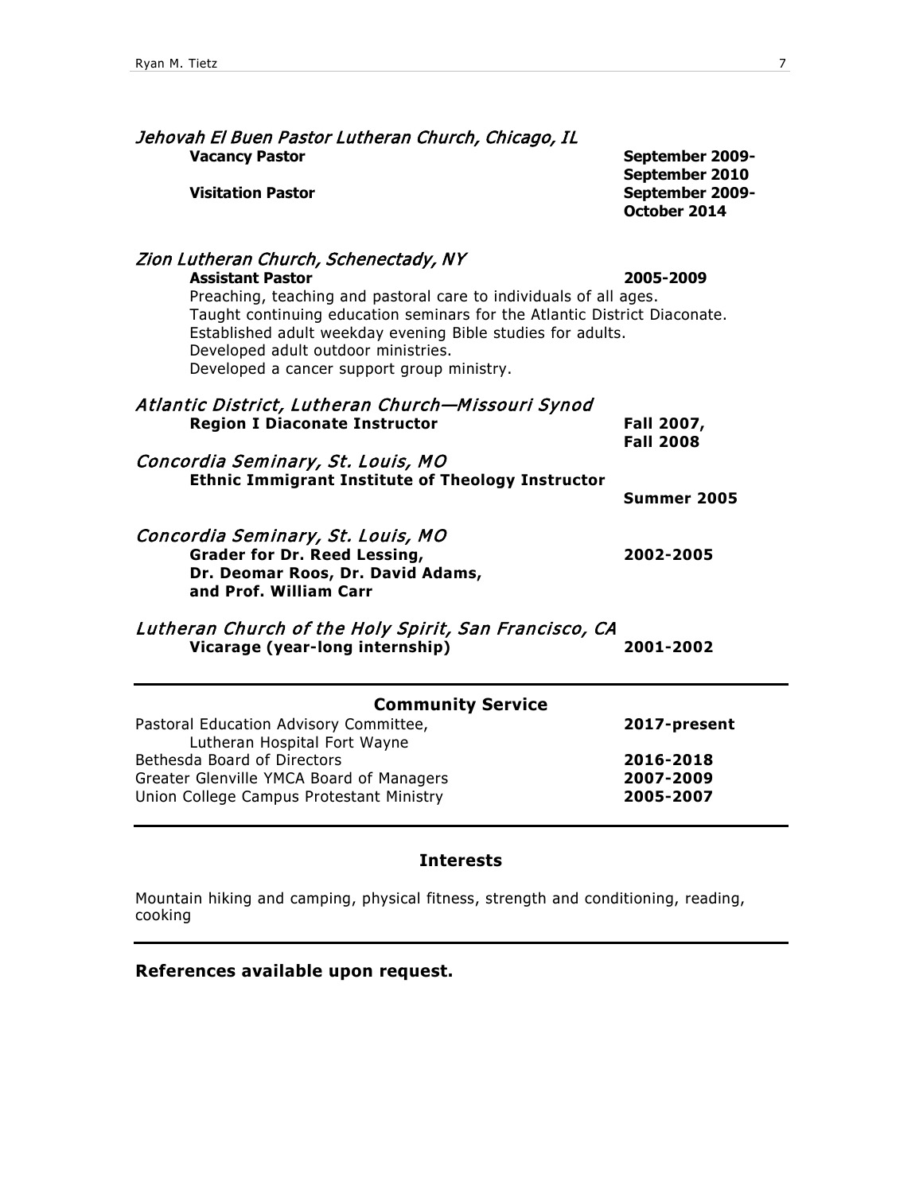*Jehovah El Buen Pastor Lutheran Church, Chicago, IL*

**Vacancy Pastor** — **September 2009-September 2010**

**Visitation Pastor** — **September 2009-October 2014**

*Zion Lutheran Church, Schenectady, NY*

**Assistant Pastor** — **2005-2009**

Preaching, teaching and pastoral care to individuals of all ages.
Taught continuing education seminars for the Atlantic District Diaconate.
Established adult weekday evening Bible studies for adults.
Developed adult outdoor ministries.
Developed a cancer support group ministry.

*Atlantic District, Lutheran Church—Missouri Synod*

**Region I Diaconate Instructor** — **Fall 2007, Fall 2008**

*Concordia Seminary, St. Louis, MO*

**Ethnic Immigrant Institute of Theology Instructor** — **Summer 2005**

*Concordia Seminary, St. Louis, MO*

**Grader for Dr. Reed Lessing, Dr. Deomar Roos, Dr. David Adams, and Prof. William Carr** — **2002-2005**

*Lutheran Church of the Holy Spirit, San Francisco, CA*

**Vicarage (year-long internship)** — **2001-2002**

---

## Community Service

| | |
|---|---|
| Pastoral Education Advisory Committee, Lutheran Hospital Fort Wayne | **2017-present** |
| Bethesda Board of Directors | **2016-2018** |
| Greater Glenville YMCA Board of Managers | **2007-2009** |
| Union College Campus Protestant Ministry | **2005-2007** |

---

## Interests

Mountain hiking and camping, physical fitness, strength and conditioning, reading, cooking

---

**References available upon request.**